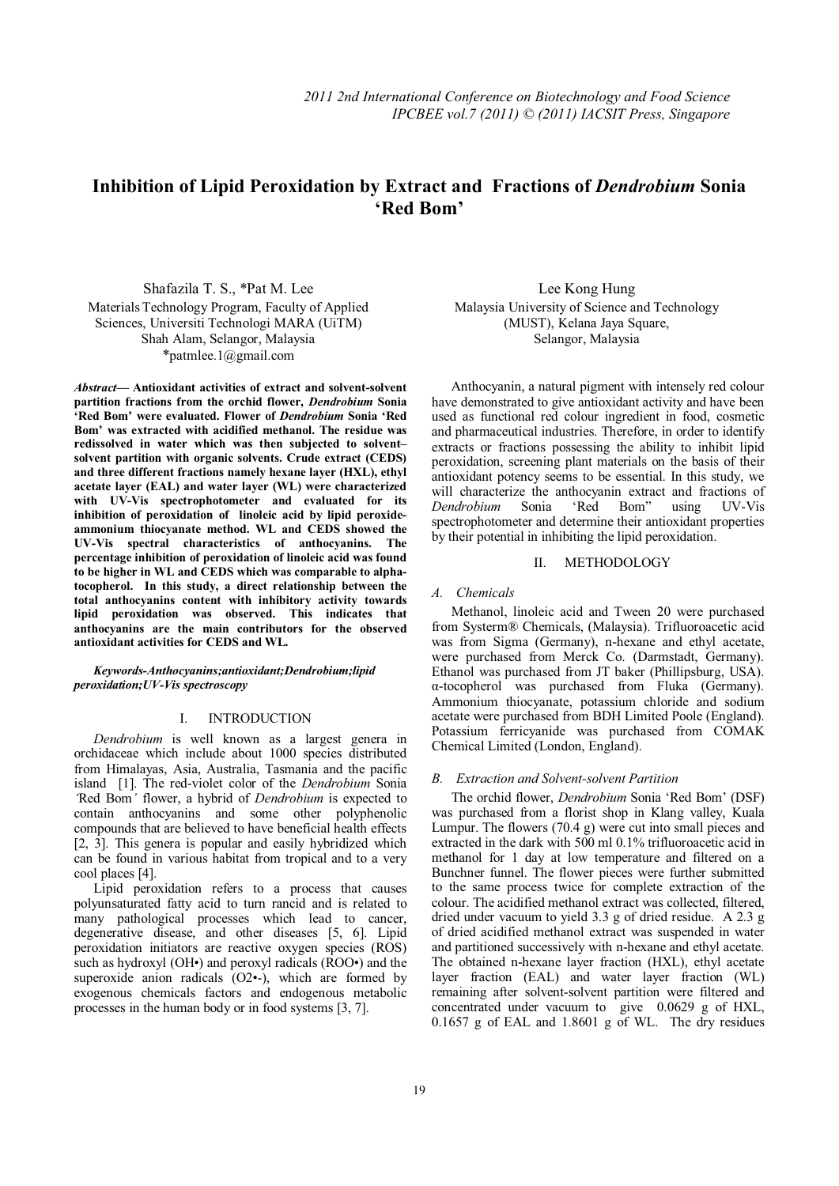# Inhibition of Lipid Peroxidation by Extract and Fractions of *Dendrobium* Sonia 'Red Bom'

Shafazila T. S., *Pat M. Lee
Materials Technology Program, Faculty of Applied Sciences, Universiti Technologi MARA (UiTM)
Shah Alam, Selangor, Malaysia
*patmlee.1@gmail.com

Lee Kong Hung
Malaysia University of Science and Technology (MUST), Kelana Jaya Square,
Selangor, Malaysia

***Abstract*— Antioxidant activities of extract and solvent-solvent partition fractions from the orchid flower, *Dendrobium* Sonia 'Red Bom' were evaluated. Flower of *Dendrobium* Sonia 'Red Bom' was extracted with acidified methanol. The residue was redissolved in water which was then subjected to solvent–solvent partition with organic solvents. Crude extract (CEDS) and three different fractions namely hexane layer (HXL), ethyl acetate layer (EAL) and water layer (WL) were characterized with UV-Vis spectrophotometer and evaluated for its inhibition of peroxidation of linoleic acid by lipid peroxide-ammonium thiocyanate method. WL and CEDS showed the UV-Vis spectral characteristics of anthocyanins. The percentage inhibition of peroxidation of linoleic acid was found to be higher in WL and CEDS which was comparable to alpha-tocopherol. In this study, a direct relationship between the total anthocyanins content with inhibitory activity towards lipid peroxidation was observed. This indicates that anthocyanins are the main contributors for the observed antioxidant activities for CEDS and WL.**

***Keywords-Anthocyanins;antioxidant;Dendrobium;lipid peroxidation;UV-Vis spectroscopy***

## I. INTRODUCTION

*Dendrobium* is well known as a largest genera in orchidaceae which include about 1000 species distributed from Himalayas, Asia, Australia, Tasmania and the pacific island [1]. The red-violet color of the *Dendrobium* Sonia *'*Red Bom*'* flower, a hybrid of *Dendrobium* is expected to contain anthocyanins and some other polyphenolic compounds that are believed to have beneficial health effects [2, 3]. This genera is popular and easily hybridized which can be found in various habitat from tropical and to a very cool places [4].

Lipid peroxidation refers to a process that causes polyunsaturated fatty acid to turn rancid and is related to many pathological processes which lead to cancer, degenerative disease, and other diseases [5, 6]. Lipid peroxidation initiators are reactive oxygen species (ROS) such as hydroxyl (OH•) and peroxyl radicals (ROO•) and the superoxide anion radicals ($O_2$•-), which are formed by exogenous chemicals factors and endogenous metabolic processes in the human body or in food systems [3, 7].

Anthocyanin, a natural pigment with intensely red colour have demonstrated to give antioxidant activity and have been used as functional red colour ingredient in food, cosmetic and pharmaceutical industries. Therefore, in order to identify extracts or fractions possessing the ability to inhibit lipid peroxidation, screening plant materials on the basis of their antioxidant potency seems to be essential. In this study, we will characterize the anthocyanin extract and fractions of *Dendrobium* Sonia 'Red Bom" using UV-Vis spectrophotometer and determine their antioxidant properties by their potential in inhibiting the lipid peroxidation.

## II. METHODOLOGY

### *A. Chemicals*

Methanol, linoleic acid and Tween 20 were purchased from Systerm® Chemicals, (Malaysia). Trifluoroacetic acid was from Sigma (Germany), n-hexane and ethyl acetate, were purchased from Merck Co. (Darmstadt, Germany). Ethanol was purchased from JT baker (Phillipsburg, USA). α-tocopherol was purchased from Fluka (Germany). Ammonium thiocyanate, potassium chloride and sodium acetate were purchased from BDH Limited Poole (England). Potassium ferricyanide was purchased from COMAK Chemical Limited (London, England).

### *B. Extraction and Solvent-solvent Partition*

The orchid flower, *Dendrobium* Sonia 'Red Bom' (DSF) was purchased from a florist shop in Klang valley, Kuala Lumpur. The flowers (70.4 g) were cut into small pieces and extracted in the dark with 500 ml 0.1% trifluoroacetic acid in methanol for 1 day at low temperature and filtered on a Bunchner funnel. The flower pieces were further submitted to the same process twice for complete extraction of the colour. The acidified methanol extract was collected, filtered, dried under vacuum to yield 3.3 g of dried residue. A 2.3 g of dried acidified methanol extract was suspended in water and partitioned successively with n-hexane and ethyl acetate. The obtained n-hexane layer fraction (HXL), ethyl acetate layer fraction (EAL) and water layer fraction (WL) remaining after solvent-solvent partition were filtered and concentrated under vacuum to give 0.0629 g of HXL, 0.1657 g of EAL and 1.8601 g of WL. The dry residues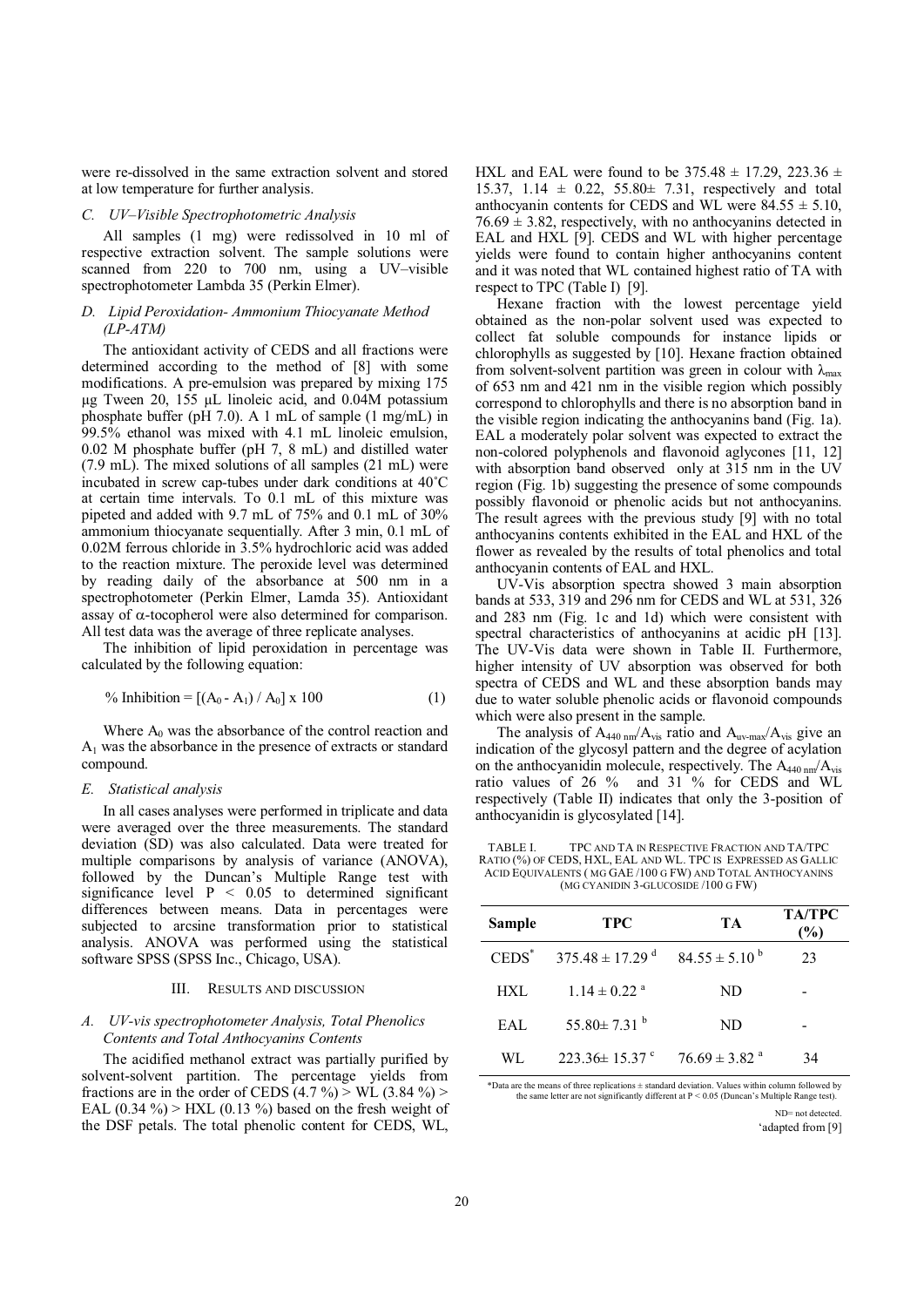were re-dissolved in the same extraction solvent and stored at low temperature for further analysis.

### *C. UV–Visible Spectrophotometric Analysis*

All samples (1 mg) were redissolved in 10 ml of respective extraction solvent. The sample solutions were scanned from 220 to 700 nm, using a UV–visible spectrophotometer Lambda 35 (Perkin Elmer).

### *D. Lipid Peroxidation- Ammonium Thiocyanate Method (LP-ATM)*

The antioxidant activity of CEDS and all fractions were determined according to the method of [8] with some modifications. A pre-emulsion was prepared by mixing 175 µg Tween 20, 155 µL linoleic acid, and 0.04M potassium phosphate buffer (pH 7.0). A 1 mL of sample (1 mg/mL) in 99.5% ethanol was mixed with 4.1 mL linoleic emulsion, 0.02 M phosphate buffer (pH 7, 8 mL) and distilled water (7.9 mL). The mixed solutions of all samples (21 mL) were incubated in screw cap-tubes under dark conditions at 40˚C at certain time intervals. To 0.1 mL of this mixture was pipeted and added with 9.7 mL of 75% and 0.1 mL of 30% ammonium thiocyanate sequentially. After 3 min, 0.1 mL of 0.02M ferrous chloride in 3.5% hydrochloric acid was added to the reaction mixture. The peroxide level was determined by reading daily of the absorbance at 500 nm in a spectrophotometer (Perkin Elmer, Lamda 35). Antioxidant assay of α-tocopherol were also determined for comparison. All test data was the average of three replicate analyses.

The inhibition of lipid peroxidation in percentage was calculated by the following equation:

$$\% \text{ Inhibition} = [(A_0 - A_1) / A_0] \times 100 \qquad (1)$$

Where $A_0$ was the absorbance of the control reaction and $A_1$ was the absorbance in the presence of extracts or standard compound.

### *E. Statistical analysis*

In all cases analyses were performed in triplicate and data were averaged over the three measurements. The standard deviation (SD) was also calculated. Data were treated for multiple comparisons by analysis of variance (ANOVA), followed by the Duncan's Multiple Range test with significance level $P < 0.05$ to determined significant differences between means. Data in percentages were subjected to arcsine transformation prior to statistical analysis. ANOVA was performed using the statistical software SPSS (SPSS Inc., Chicago, USA).

## III. Results and discussion

### *A. UV-vis spectrophotometer Analysis, Total Phenolics Contents and Total Anthocyanins Contents*

The acidified methanol extract was partially purified by solvent-solvent partition. The percentage yields from fractions are in the order of CEDS (4.7 %) > WL (3.84 %) > EAL (0.34 %) > HXL (0.13 %) based on the fresh weight of the DSF petals. The total phenolic content for CEDS, WL, HXL and EAL were found to be 375.48 ± 17.29, 223.36 ± 15.37, 1.14 ± 0.22, 55.80± 7.31, respectively and total anthocyanin contents for CEDS and WL were 84.55 ± 5.10, 76.69 ± 3.82, respectively, with no anthocyanins detected in EAL and HXL [9]. CEDS and WL with higher percentage yields were found to contain higher anthocyanins content and it was noted that WL contained highest ratio of TA with respect to TPC (Table I) [9].

Hexane fraction with the lowest percentage yield obtained as the non-polar solvent used was expected to collect fat soluble compounds for instance lipids or chlorophylls as suggested by [10]. Hexane fraction obtained from solvent-solvent partition was green in colour with $\lambda_{max}$ of 653 nm and 421 nm in the visible region which possibly correspond to chlorophylls and there is no absorption band in the visible region indicating the anthocyanins band (Fig. 1a). EAL a moderately polar solvent was expected to extract the non-colored polyphenols and flavonoid aglycones [11, 12] with absorption band observed only at 315 nm in the UV region (Fig. 1b) suggesting the presence of some compounds possibly flavonoid or phenolic acids but not anthocyanins. The result agrees with the previous study [9] with no total anthocyanins contents exhibited in the EAL and HXL of the flower as revealed by the results of total phenolics and total anthocyanin contents of EAL and HXL.

UV-Vis absorption spectra showed 3 main absorption bands at 533, 319 and 296 nm for CEDS and WL at 531, 326 and 283 nm (Fig. 1c and 1d) which were consistent with spectral characteristics of anthocyanins at acidic pH [13]. The UV-Vis data were shown in Table II. Furthermore, higher intensity of UV absorption was observed for both spectra of CEDS and WL and these absorption bands may due to water soluble phenolic acids or flavonoid compounds which were also present in the sample.

The analysis of $A_{440\,nm}/A_{vis}$ ratio and $A_{uv\text{-}max}/A_{vis}$ give an indication of the glycosyl pattern and the degree of acylation on the anthocyanidin molecule, respectively. The $A_{440\,nm}/A_{vis}$ ratio values of 26 % and 31 % for CEDS and WL respectively (Table II) indicates that only the 3-position of anthocyanidin is glycosylated [14].

TABLE I. TPC and TA in Respective Fraction and TA/TPC Ratio (%) of CEDS, HXL, EAL and WL. TPC is Expressed as Gallic Acid Equivalents (mg GAE /100 g FW) and Total Anthocyanins (mg cyanidin 3-glucoside /100 g FW)

| Sample | TPC | TA | TA/TPC (%) |
|---|---|---|---|
| CEDS' | 375.48 ± 17.29 [d] | 84.55 ± 5.10 [b] | 23 |
| HXL | 1.14 ± 0.22 [a] | ND | - |
| EAL | 55.80± 7.31 [b] | ND | - |
| WL | 223.36± 15.37 [c] | 76.69 ± 3.82 [a] | 34 |

*Data are the means of three replications ± standard deviation. Values within column followed by the same letter are not significantly different at P < 0.05 (Duncan's Multiple Range test).

ND= not detected.

'adapted from [9]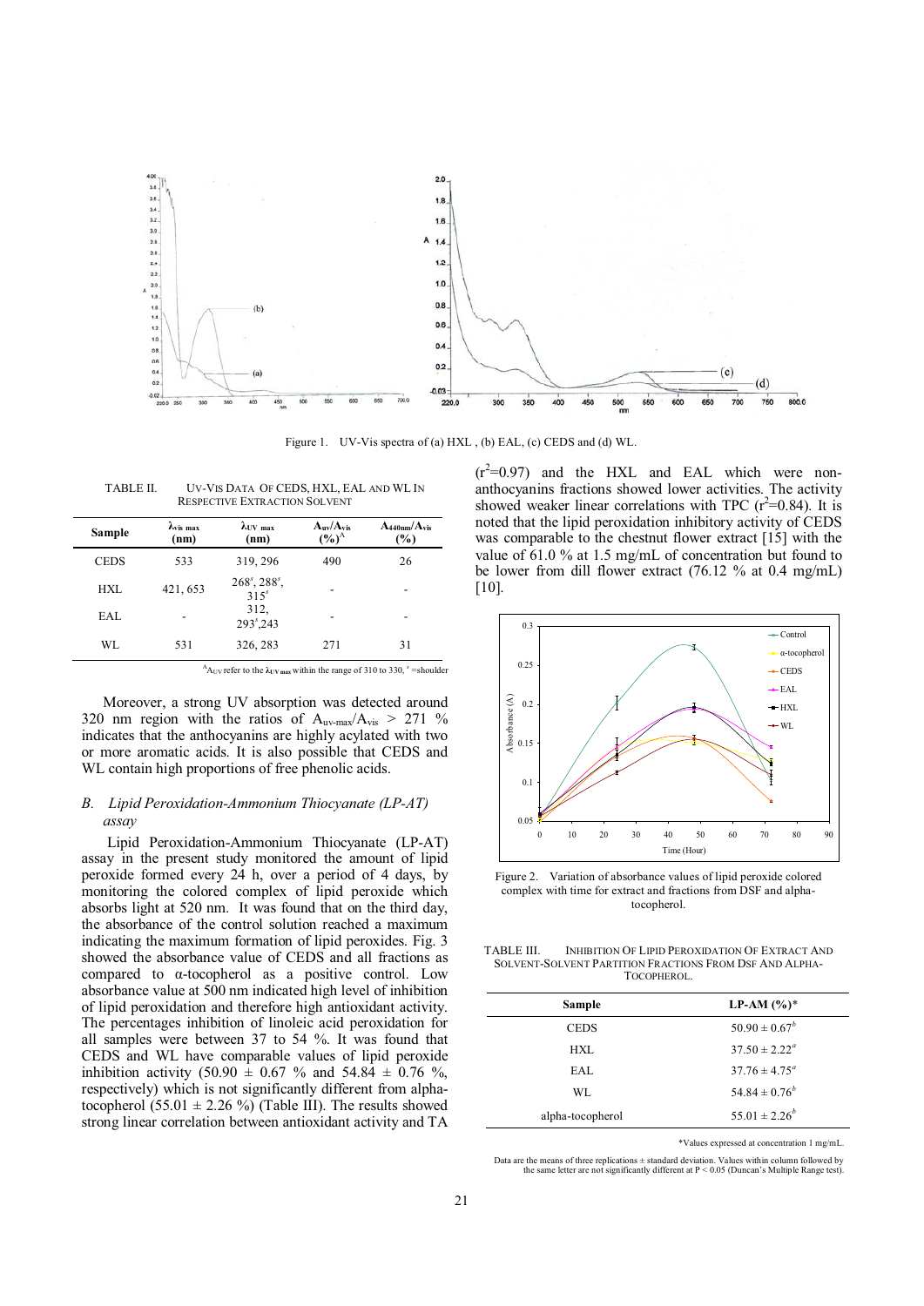Figure 1. UV-Vis spectra of (a) HXL , (b) EAL, (c) CEDS and (d) WL.

TABLE II. UV-VIS DATA OF CEDS, HXL, EAL AND WL IN RESPECTIVE EXTRACTION SOLVENT

| Sample | $\lambda_{vis\ max}$ (nm) | $\lambda_{UV\ max}$ (nm) | $A_{uv}/A_{vis}$ (%)[A] | $A_{440nm}/A_{vis}$ (%) |
|---|---|---|---|---|
| CEDS | 533 | 319, 296 | 490 | 26 |
| HXL | 421, 653 | 268[s], 288[s], 315[s] | - | - |
| EAL | - | 312, 293[s],243 | - | - |
| WL | 531 | 326, 283 | 271 | 31 |

[A]$A_{UV}$ refer to the $\lambda_{UV\ max}$ within the range of 310 to 330, [s] =shoulder

Moreover, a strong UV absorption was detected around 320 nm region with the ratios of $A_{uv\text{-}max}/A_{vis}$ > 271 % indicates that the anthocyanins are highly acylated with two or more aromatic acids. It is also possible that CEDS and WL contain high proportions of free phenolic acids.

### *B. Lipid Peroxidation-Ammonium Thiocyanate (LP-AT) assay*

Lipid Peroxidation-Ammonium Thiocyanate (LP-AT) assay in the present study monitored the amount of lipid peroxide formed every 24 h, over a period of 4 days, by monitoring the colored complex of lipid peroxide which absorbs light at 520 nm. It was found that on the third day, the absorbance of the control solution reached a maximum indicating the maximum formation of lipid peroxides. Fig. 3 showed the absorbance value of CEDS and all fractions as compared to α-tocopherol as a positive control. Low absorbance value at 500 nm indicated high level of inhibition of lipid peroxidation and therefore high antioxidant activity. The percentages inhibition of linoleic acid peroxidation for all samples were between 37 to 54 %. It was found that CEDS and WL have comparable values of lipid peroxide inhibition activity (50.90 ± 0.67 % and 54.84 ± 0.76 %, respectively) which is not significantly different from alpha-tocopherol (55.01 ± 2.26 %) (Table III). The results showed strong linear correlation between antioxidant activity and TA ($r^2$=0.97) and the HXL and EAL which were non-anthocyanins fractions showed lower activities. The activity showed weaker linear correlations with TPC ($r^2$=0.84). It is noted that the lipid peroxidation inhibitory activity of CEDS was comparable to the chestnut flower extract [15] with the value of 61.0 % at 1.5 mg/mL of concentration but found to be lower from dill flower extract (76.12 % at 0.4 mg/mL) [10].

Figure 2. Variation of absorbance values of lipid peroxide colored complex with time for extract and fractions from DSF and alpha-tocopherol.

TABLE III. INHIBITION OF LIPID PEROXIDATION OF EXTRACT AND SOLVENT-SOLVENT PARTITION FRACTIONS FROM DSF AND ALPHA-TOCOPHEROL.

| Sample | LP-AM (%)* |
|---|---|
| CEDS | 50.90 ± 0.67[b] |
| HXL | 37.50 ± 2.22[a] |
| EAL | 37.76 ± 4.75[a] |
| WL | 54.84 ± 0.76[b] |
| alpha-tocopherol | 55.01 ± 2.26[b] |

*Values expressed at concentration 1 mg/mL.

Data are the means of three replications ± standard deviation. Values within column followed by the same letter are not significantly different at $P < 0.05$ (Duncan's Multiple Range test).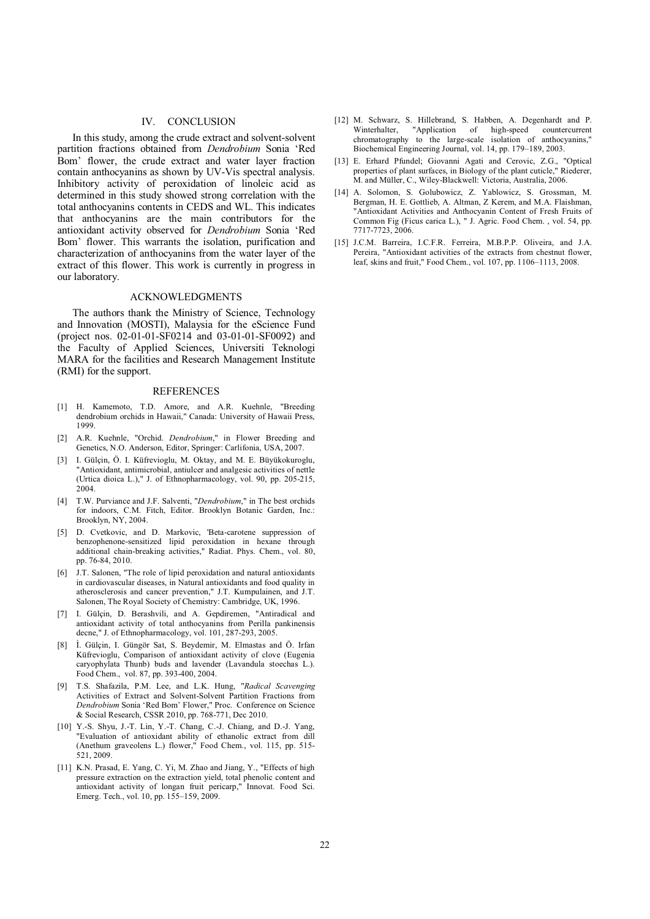## IV. CONCLUSION

In this study, among the crude extract and solvent-solvent partition fractions obtained from *Dendrobium* Sonia 'Red Bom' flower, the crude extract and water layer fraction contain anthocyanins as shown by UV-Vis spectral analysis. Inhibitory activity of peroxidation of linoleic acid as determined in this study showed strong correlation with the total anthocyanins contents in CEDS and WL. This indicates that anthocyanins are the main contributors for the antioxidant activity observed for *Dendrobium* Sonia 'Red Bom' flower. This warrants the isolation, purification and characterization of anthocyanins from the water layer of the extract of this flower. This work is currently in progress in our laboratory.

## ACKNOWLEDGMENTS

The authors thank the Ministry of Science, Technology and Innovation (MOSTI), Malaysia for the eScience Fund (project nos. 02-01-01-SF0214 and 03-01-01-SF0092) and the Faculty of Applied Sciences, Universiti Teknologi MARA for the facilities and Research Management Institute (RMI) for the support.

## REFERENCES

[1] H. Kamemoto, T.D. Amore, and A.R. Kuehnle, "Breeding dendrobium orchids in Hawaii," Canada: University of Hawaii Press, 1999.

[2] A.R. Kuehnle, "Orchid. *Dendrobium*," in Flower Breeding and Genetics, N.O. Anderson, Editor, Springer: Carlifonia, USA, 2007.

[3] I. Gülçin, Ö. I. Küfrevioglu, M. Oktay, and M. E. Büyükokuroglu, "Antioxidant, antimicrobial, antiulcer and analgesic activities of nettle (Urtica dioica L.)," J. of Ethnopharmacology, vol. 90, pp. 205-215, 2004.

[4] T.W. Purviance and J.F. Salventi, "*Dendrobium*," in The best orchids for indoors, C.M. Fitch, Editor. Brooklyn Botanic Garden, Inc.: Brooklyn, NY, 2004.

[5] D. Cvetkovic, and D. Markovic, 'Beta-carotene suppression of benzophenone-sensitized lipid peroxidation in hexane through additional chain-breaking activities," Radiat. Phys. Chem., vol. 80, pp. 76-84, 2010.

[6] J.T. Salonen, "The role of lipid peroxidation and natural antioxidants in cardiovascular diseases, in Natural antioxidants and food quality in atherosclerosis and cancer prevention," J.T. Kumpulainen, and J.T. Salonen, The Royal Society of Chemistry: Cambridge, UK, 1996.

[7] I. Gülçin, D. Berashvili, and A. Gepdiremen, "Antiradical and antioxidant activity of total anthocyanins from Perilla pankinensis decne," J. of Ethnopharmacology, vol. 101, 287-293, 2005.

[8] İ. Gülçin, I. Güngör Sat, S. Beydemir, M. Elmastas and Ö. Irfan Küfrevioglu, Comparison of antioxidant activity of clove (Eugenia caryophylata Thunb) buds and lavender (Lavandula stoechas L.). Food Chem., vol. 87, pp. 393-400, 2004.

[9] T.S. Shafazila, P.M. Lee, and L.K. Hung, "*Radical Scavenging* Activities of Extract and Solvent-Solvent Partition Fractions from *Dendrobium* Sonia 'Red Bom' Flower," Proc. Conference on Science & Social Research, CSSR 2010, pp. 768-771, Dec 2010.

[10] Y.-S. Shyu, J.-T. Lin, Y.-T. Chang, C.-J. Chiang, and D.-J. Yang, "Evaluation of antioxidant ability of ethanolic extract from dill (Anethum graveolens L.) flower," Food Chem., vol. 115, pp. 515-521, 2009.

[11] K.N. Prasad, E. Yang, C. Yi, M. Zhao and Jiang, Y., "Effects of high pressure extraction on the extraction yield, total phenolic content and antioxidant activity of longan fruit pericarp," Innovat. Food Sci. Emerg. Tech., vol. 10, pp. 155–159, 2009.

[12] M. Schwarz, S. Hillebrand, S. Habben, A. Degenhardt and P. Winterhalter, "Application of high-speed countercurrent chromatography to the large-scale isolation of anthocyanins," Biochemical Engineering Journal, vol. 14, pp. 179–189, 2003.

[13] E. Erhard Pfundel; Giovanni Agati and Cerovic, Z.G., "Optical properties of plant surfaces, in Biology of the plant cuticle," Riederer, M. and Müller, C., Wiley-Blackwell: Victoria, Australia, 2006.

[14] A. Solomon, S. Golubowicz, Z. Yablowicz, S. Grossman, M. Bergman, H. E. Gottlieb, A. Altman, Z Kerem, and M.A. Flaishman, "Antioxidant Activities and Anthocyanin Content of Fresh Fruits of Common Fig (Ficus carica L.), " J. Agric. Food Chem. , vol. 54, pp. 7717-7723, 2006.

[15] J.C.M. Barreira, I.C.F.R. Ferreira, M.B.P.P. Oliveira, and J.A. Pereira, "Antioxidant activities of the extracts from chestnut flower, leaf, skins and fruit," Food Chem., vol. 107, pp. 1106–1113, 2008.